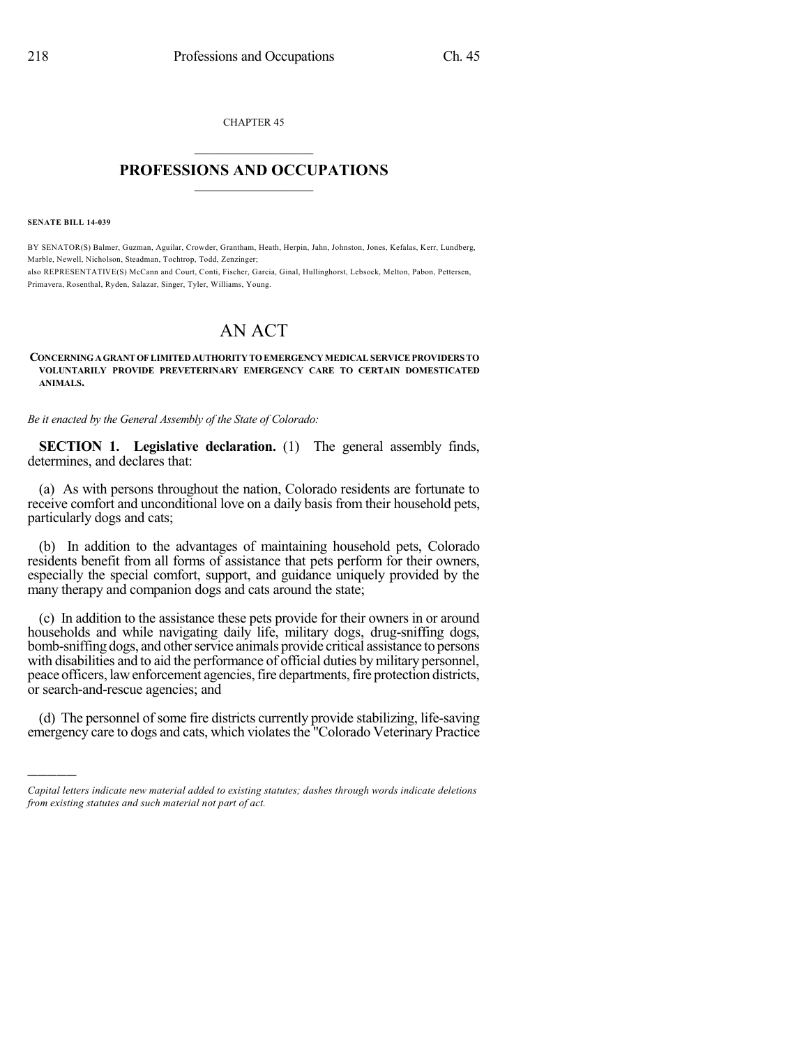CHAPTER 45

# PROFESSIONS AND OCCUPATIONS

**SENATE BILL 14-039**

BY SENATOR(S) Balmer, Guzman, Aguilar, Crowder, Grantham, Heath, Herpin, Jahn, Johnston, Jones, Kefalas, Kerr, Lundberg, Marble, Newell, Nicholson, Steadman, Tochtrop, Todd, Zenzinger;
also REPRESENTATIVE(S) McCann and Court, Conti, Fischer, Garcia, Ginal, Hullinghorst, Lebsock, Melton, Pabon, Pettersen, Primavera, Rosenthal, Ryden, Salazar, Singer, Tyler, Williams, Young.

# AN ACT

**CONCERNING A GRANT OF LIMITED AUTHORITY TO EMERGENCY MEDICAL SERVICE PROVIDERS TO VOLUNTARILY PROVIDE PREVETERINARY EMERGENCY CARE TO CERTAIN DOMESTICATED ANIMALS.**

*Be it enacted by the General Assembly of the State of Colorado:*

**SECTION 1. Legislative declaration.** (1) The general assembly finds, determines, and declares that:

(a) As with persons throughout the nation, Colorado residents are fortunate to receive comfort and unconditional love on a daily basis from their household pets, particularly dogs and cats;

(b) In addition to the advantages of maintaining household pets, Colorado residents benefit from all forms of assistance that pets perform for their owners, especially the special comfort, support, and guidance uniquely provided by the many therapy and companion dogs and cats around the state;

(c) In addition to the assistance these pets provide for their owners in or around households and while navigating daily life, military dogs, drug-sniffing dogs, bomb-sniffing dogs, and other service animals provide critical assistance to persons with disabilities and to aid the performance of official duties by military personnel, peace officers, law enforcement agencies, fire departments, fire protection districts, or search-and-rescue agencies; and

(d) The personnel of some fire districts currently provide stabilizing, life-saving emergency care to dogs and cats, which violates the "Colorado Veterinary Practice

---

*Capital letters indicate new material added to existing statutes; dashes through words indicate deletions from existing statutes and such material not part of act.*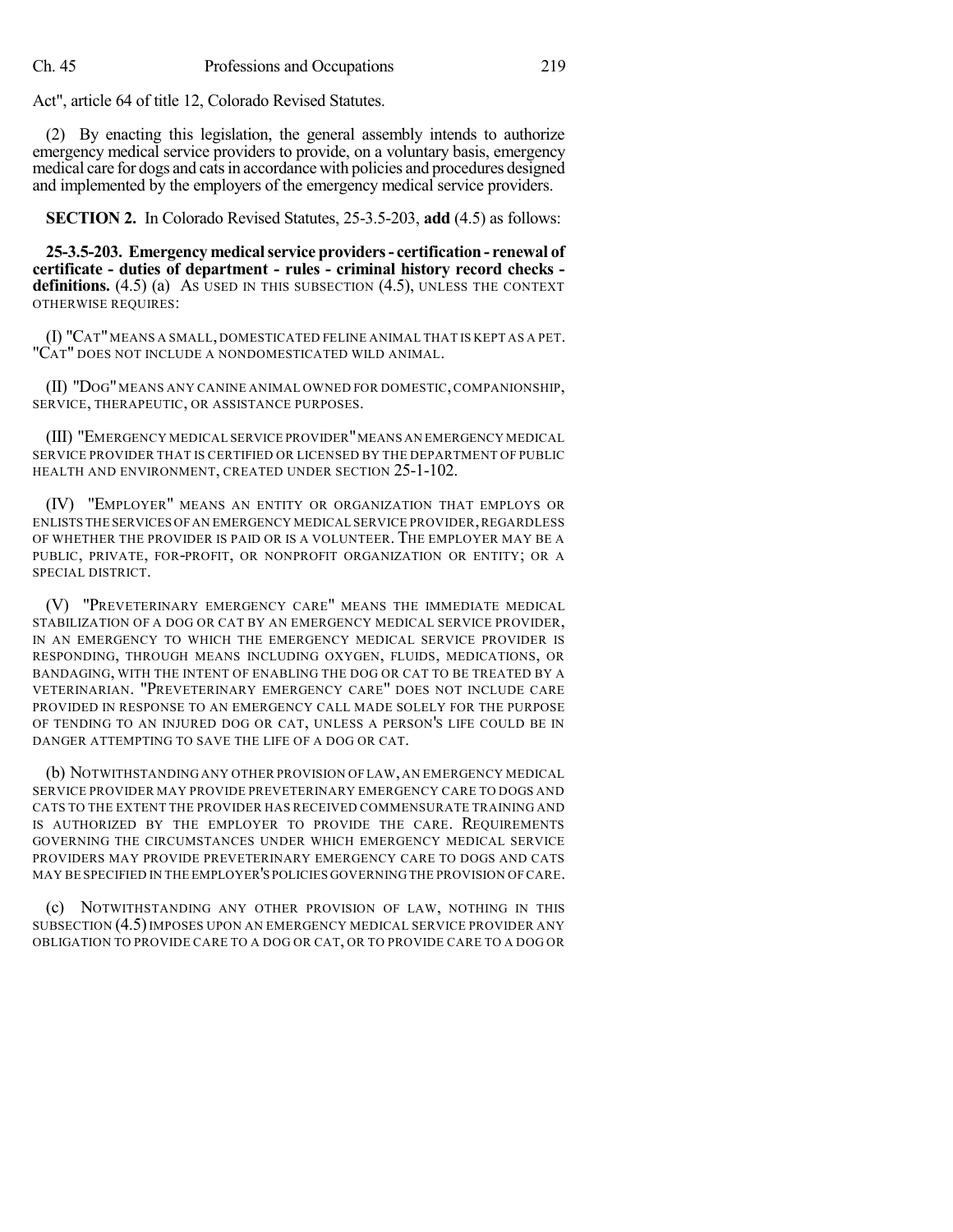Act", article 64 of title 12, Colorado Revised Statutes.

(2) By enacting this legislation, the general assembly intends to authorize emergency medical service providers to provide, on a voluntary basis, emergency medical care for dogs and cats in accordance with policies and procedures designed and implemented by the employers of the emergency medical service providers.

**SECTION 2.** In Colorado Revised Statutes, 25-3.5-203, **add** (4.5) as follows:

**25-3.5-203. Emergency medical service providers - certification - renewal of certificate - duties of department - rules - criminal history record checks - definitions.** (4.5) (a) AS USED IN THIS SUBSECTION (4.5), UNLESS THE CONTEXT OTHERWISE REQUIRES:

(I) "CAT" MEANS A SMALL, DOMESTICATED FELINE ANIMAL THAT IS KEPT AS A PET. "CAT" DOES NOT INCLUDE A NONDOMESTICATED WILD ANIMAL.

(II) "DOG" MEANS ANY CANINE ANIMAL OWNED FOR DOMESTIC, COMPANIONSHIP, SERVICE, THERAPEUTIC, OR ASSISTANCE PURPOSES.

(III) "EMERGENCY MEDICAL SERVICE PROVIDER" MEANS AN EMERGENCY MEDICAL SERVICE PROVIDER THAT IS CERTIFIED OR LICENSED BY THE DEPARTMENT OF PUBLIC HEALTH AND ENVIRONMENT, CREATED UNDER SECTION 25-1-102.

(IV) "EMPLOYER" MEANS AN ENTITY OR ORGANIZATION THAT EMPLOYS OR ENLISTS THE SERVICES OF AN EMERGENCY MEDICAL SERVICE PROVIDER, REGARDLESS OF WHETHER THE PROVIDER IS PAID OR IS A VOLUNTEER. THE EMPLOYER MAY BE A PUBLIC, PRIVATE, FOR-PROFIT, OR NONPROFIT ORGANIZATION OR ENTITY; OR A SPECIAL DISTRICT.

(V) "PREVETERINARY EMERGENCY CARE" MEANS THE IMMEDIATE MEDICAL STABILIZATION OF A DOG OR CAT BY AN EMERGENCY MEDICAL SERVICE PROVIDER, IN AN EMERGENCY TO WHICH THE EMERGENCY MEDICAL SERVICE PROVIDER IS RESPONDING, THROUGH MEANS INCLUDING OXYGEN, FLUIDS, MEDICATIONS, OR BANDAGING, WITH THE INTENT OF ENABLING THE DOG OR CAT TO BE TREATED BY A VETERINARIAN. "PREVETERINARY EMERGENCY CARE" DOES NOT INCLUDE CARE PROVIDED IN RESPONSE TO AN EMERGENCY CALL MADE SOLELY FOR THE PURPOSE OF TENDING TO AN INJURED DOG OR CAT, UNLESS A PERSON'S LIFE COULD BE IN DANGER ATTEMPTING TO SAVE THE LIFE OF A DOG OR CAT.

(b) NOTWITHSTANDING ANY OTHER PROVISION OF LAW, AN EMERGENCY MEDICAL SERVICE PROVIDER MAY PROVIDE PREVETERINARY EMERGENCY CARE TO DOGS AND CATS TO THE EXTENT THE PROVIDER HAS RECEIVED COMMENSURATE TRAINING AND IS AUTHORIZED BY THE EMPLOYER TO PROVIDE THE CARE. REQUIREMENTS GOVERNING THE CIRCUMSTANCES UNDER WHICH EMERGENCY MEDICAL SERVICE PROVIDERS MAY PROVIDE PREVETERINARY EMERGENCY CARE TO DOGS AND CATS MAY BE SPECIFIED IN THE EMPLOYER'S POLICIES GOVERNING THE PROVISION OF CARE.

(c) NOTWITHSTANDING ANY OTHER PROVISION OF LAW, NOTHING IN THIS SUBSECTION (4.5) IMPOSES UPON AN EMERGENCY MEDICAL SERVICE PROVIDER ANY OBLIGATION TO PROVIDE CARE TO A DOG OR CAT, OR TO PROVIDE CARE TO A DOG OR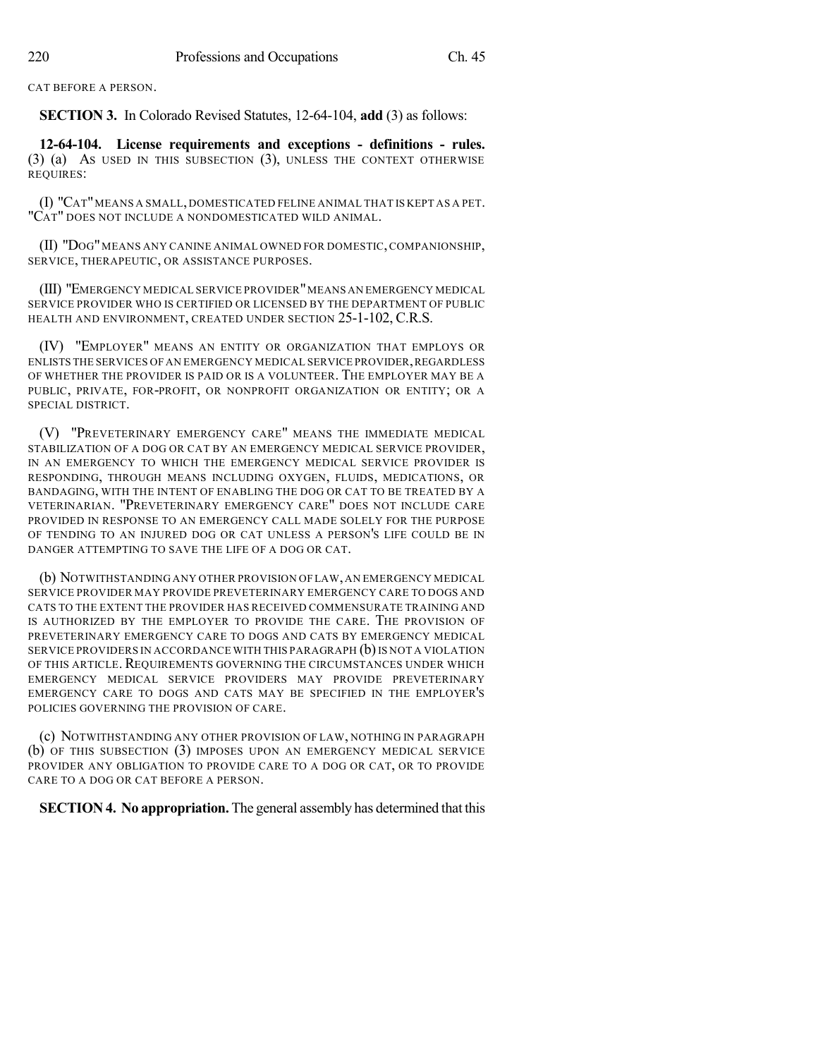CAT BEFORE A PERSON.

**SECTION 3.** In Colorado Revised Statutes, 12-64-104, **add** (3) as follows:

**12-64-104. License requirements and exceptions - definitions - rules.** (3) (a) AS USED IN THIS SUBSECTION (3), UNLESS THE CONTEXT OTHERWISE REQUIRES:

(I) "CAT" MEANS A SMALL, DOMESTICATED FELINE ANIMAL THAT IS KEPT AS A PET. "CAT" DOES NOT INCLUDE A NONDOMESTICATED WILD ANIMAL.

(II) "DOG" MEANS ANY CANINE ANIMAL OWNED FOR DOMESTIC, COMPANIONSHIP, SERVICE, THERAPEUTIC, OR ASSISTANCE PURPOSES.

(III) "EMERGENCY MEDICAL SERVICE PROVIDER" MEANS AN EMERGENCY MEDICAL SERVICE PROVIDER WHO IS CERTIFIED OR LICENSED BY THE DEPARTMENT OF PUBLIC HEALTH AND ENVIRONMENT, CREATED UNDER SECTION 25-1-102, C.R.S.

(IV) "EMPLOYER" MEANS AN ENTITY OR ORGANIZATION THAT EMPLOYS OR ENLISTS THE SERVICES OF AN EMERGENCY MEDICAL SERVICE PROVIDER, REGARDLESS OF WHETHER THE PROVIDER IS PAID OR IS A VOLUNTEER. THE EMPLOYER MAY BE A PUBLIC, PRIVATE, FOR-PROFIT, OR NONPROFIT ORGANIZATION OR ENTITY; OR A SPECIAL DISTRICT.

(V) "PREVETERINARY EMERGENCY CARE" MEANS THE IMMEDIATE MEDICAL STABILIZATION OF A DOG OR CAT BY AN EMERGENCY MEDICAL SERVICE PROVIDER, IN AN EMERGENCY TO WHICH THE EMERGENCY MEDICAL SERVICE PROVIDER IS RESPONDING, THROUGH MEANS INCLUDING OXYGEN, FLUIDS, MEDICATIONS, OR BANDAGING, WITH THE INTENT OF ENABLING THE DOG OR CAT TO BE TREATED BY A VETERINARIAN. "PREVETERINARY EMERGENCY CARE" DOES NOT INCLUDE CARE PROVIDED IN RESPONSE TO AN EMERGENCY CALL MADE SOLELY FOR THE PURPOSE OF TENDING TO AN INJURED DOG OR CAT UNLESS A PERSON'S LIFE COULD BE IN DANGER ATTEMPTING TO SAVE THE LIFE OF A DOG OR CAT.

(b) NOTWITHSTANDING ANY OTHER PROVISION OF LAW, AN EMERGENCY MEDICAL SERVICE PROVIDER MAY PROVIDE PREVETERINARY EMERGENCY CARE TO DOGS AND CATS TO THE EXTENT THE PROVIDER HAS RECEIVED COMMENSURATE TRAINING AND IS AUTHORIZED BY THE EMPLOYER TO PROVIDE THE CARE. THE PROVISION OF PREVETERINARY EMERGENCY CARE TO DOGS AND CATS BY EMERGENCY MEDICAL SERVICE PROVIDERS IN ACCORDANCE WITH THIS PARAGRAPH (b) IS NOT A VIOLATION OF THIS ARTICLE. REQUIREMENTS GOVERNING THE CIRCUMSTANCES UNDER WHICH EMERGENCY MEDICAL SERVICE PROVIDERS MAY PROVIDE PREVETERINARY EMERGENCY CARE TO DOGS AND CATS MAY BE SPECIFIED IN THE EMPLOYER'S POLICIES GOVERNING THE PROVISION OF CARE.

(c) NOTWITHSTANDING ANY OTHER PROVISION OF LAW, NOTHING IN PARAGRAPH (b) OF THIS SUBSECTION (3) IMPOSES UPON AN EMERGENCY MEDICAL SERVICE PROVIDER ANY OBLIGATION TO PROVIDE CARE TO A DOG OR CAT, OR TO PROVIDE CARE TO A DOG OR CAT BEFORE A PERSON.

**SECTION 4. No appropriation.** The general assembly has determined that this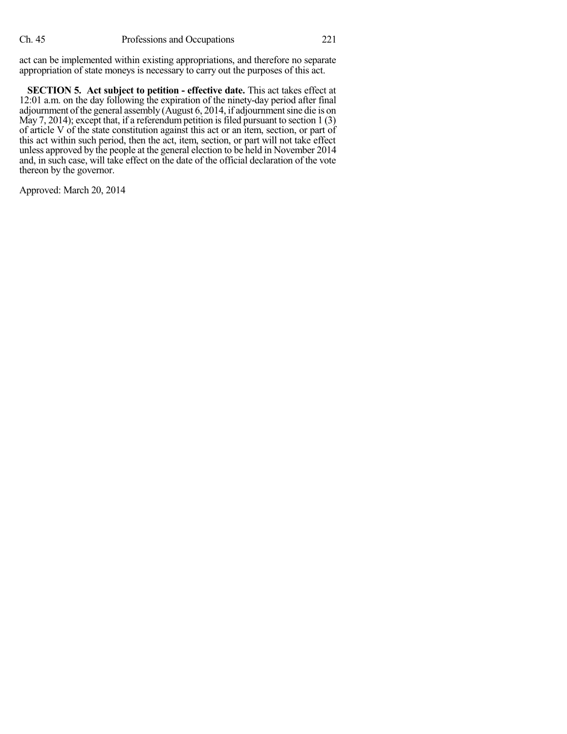act can be implemented within existing appropriations, and therefore no separate appropriation of state moneys is necessary to carry out the purposes of this act.

**SECTION 5. Act subject to petition - effective date.** This act takes effect at 12:01 a.m. on the day following the expiration of the ninety-day period after final adjournment of the general assembly (August 6, 2014, if adjournment sine die is on May 7, 2014); except that, if a referendum petition is filed pursuant to section 1 (3) of article V of the state constitution against this act or an item, section, or part of this act within such period, then the act, item, section, or part will not take effect unless approved by the people at the general election to be held in November 2014 and, in such case, will take effect on the date of the official declaration of the vote thereon by the governor.

Approved: March 20, 2014